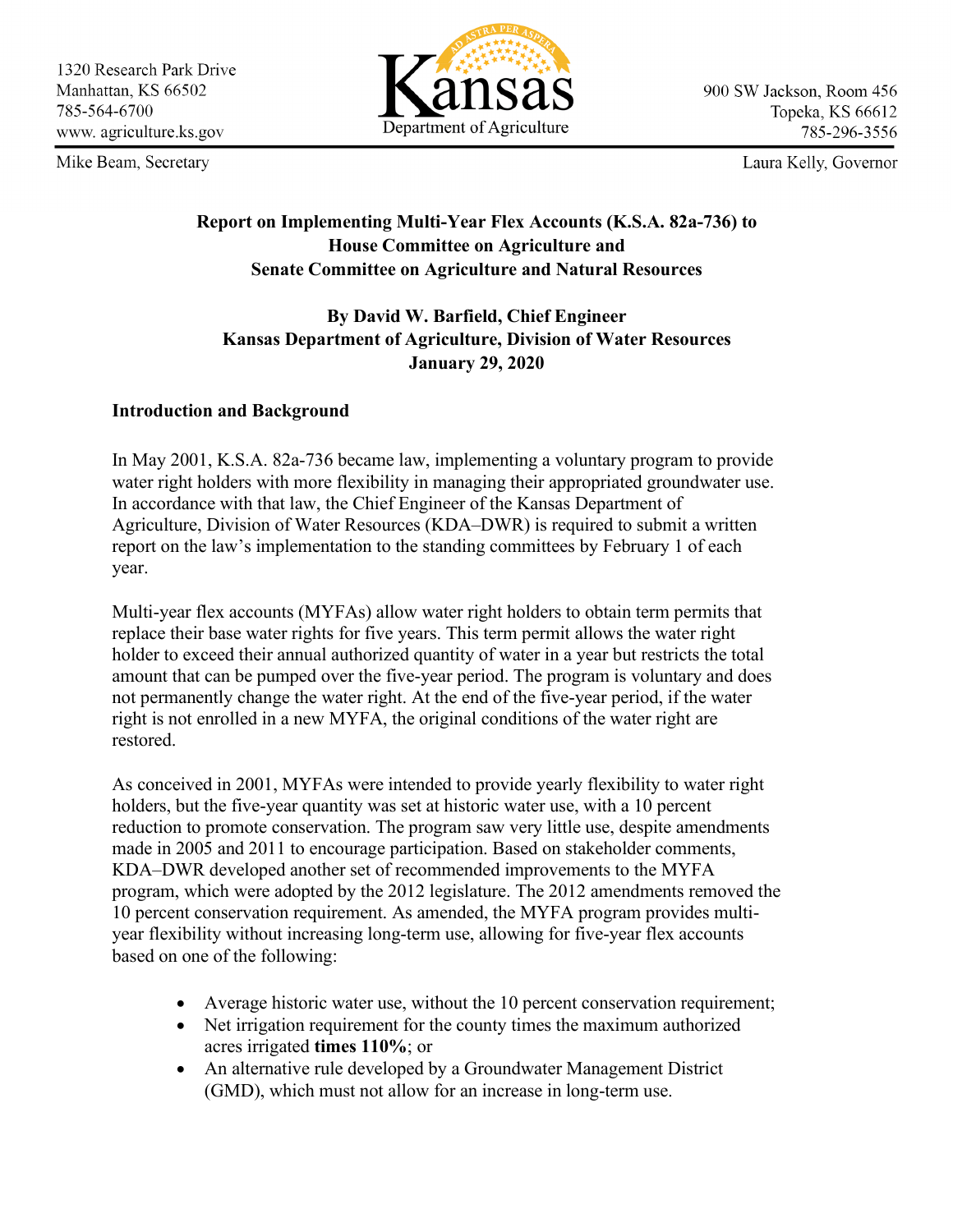1320 Research Park Drive
Manhattan, KS 66502
785-564-6700
www. agriculture.ks.gov

Kansas Department of Agriculture

900 SW Jackson, Room 456
Topeka, KS 66612
785-296-3556

Mike Beam, Secretary

Laura Kelly, Governor

**Report on Implementing Multi-Year Flex Accounts (K.S.A. 82a-736) to House Committee on Agriculture and Senate Committee on Agriculture and Natural Resources**

**By David W. Barfield, Chief Engineer**
**Kansas Department of Agriculture, Division of Water Resources**
**January 29, 2020**

## Introduction and Background

In May 2001, K.S.A. 82a-736 became law, implementing a voluntary program to provide water right holders with more flexibility in managing their appropriated groundwater use. In accordance with that law, the Chief Engineer of the Kansas Department of Agriculture, Division of Water Resources (KDA–DWR) is required to submit a written report on the law's implementation to the standing committees by February 1 of each year.

Multi-year flex accounts (MYFAs) allow water right holders to obtain term permits that replace their base water rights for five years. This term permit allows the water right holder to exceed their annual authorized quantity of water in a year but restricts the total amount that can be pumped over the five-year period. The program is voluntary and does not permanently change the water right. At the end of the five-year period, if the water right is not enrolled in a new MYFA, the original conditions of the water right are restored.

As conceived in 2001, MYFAs were intended to provide yearly flexibility to water right holders, but the five-year quantity was set at historic water use, with a 10 percent reduction to promote conservation. The program saw very little use, despite amendments made in 2005 and 2011 to encourage participation. Based on stakeholder comments, KDA–DWR developed another set of recommended improvements to the MYFA program, which were adopted by the 2012 legislature. The 2012 amendments removed the 10 percent conservation requirement. As amended, the MYFA program provides multi-year flexibility without increasing long-term use, allowing for five-year flex accounts based on one of the following:

- Average historic water use, without the 10 percent conservation requirement;
- Net irrigation requirement for the county times the maximum authorized acres irrigated **times 110%**; or
- An alternative rule developed by a Groundwater Management District (GMD), which must not allow for an increase in long-term use.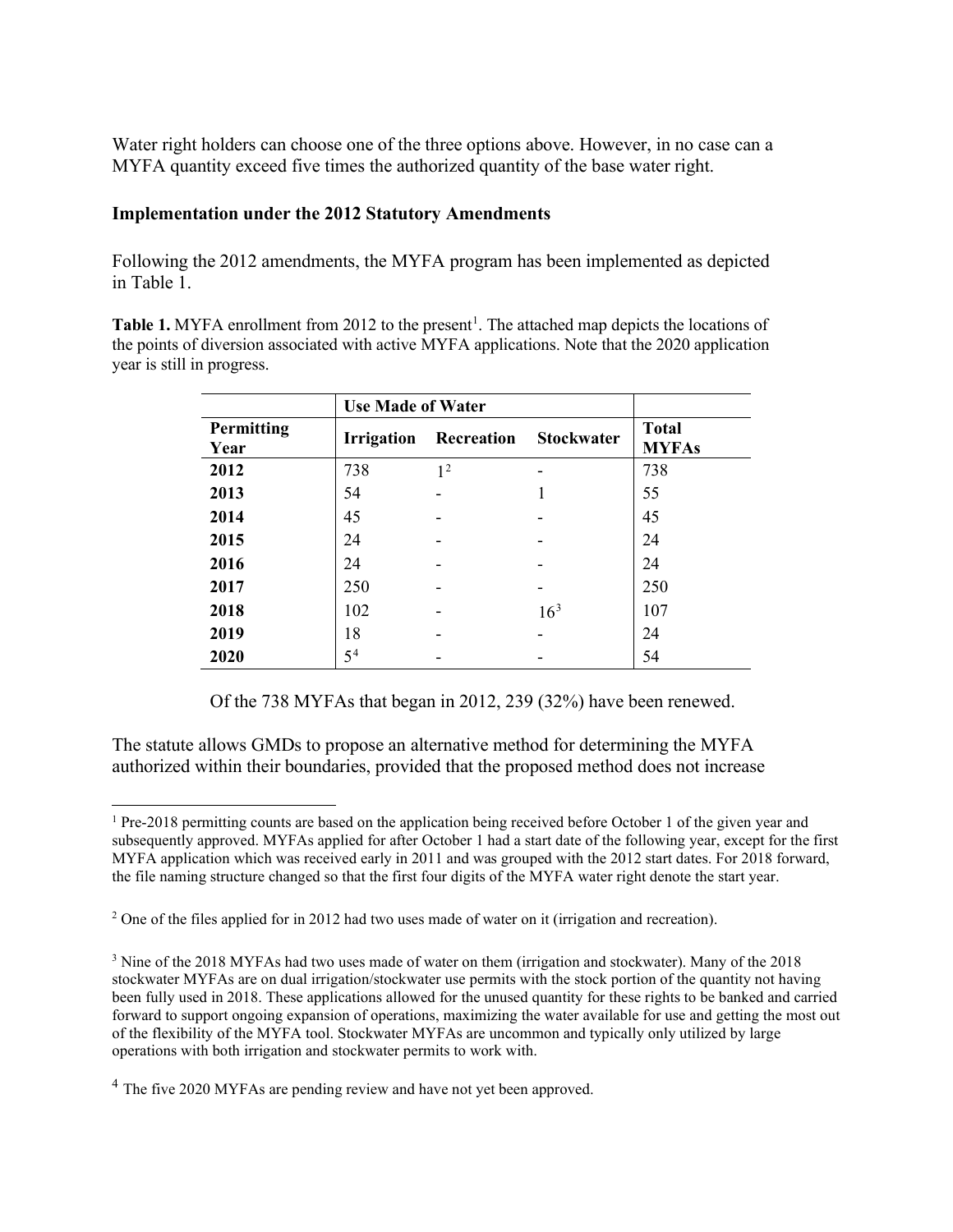Water right holders can choose one of the three options above. However, in no case can a MYFA quantity exceed five times the authorized quantity of the base water right.

**Implementation under the 2012 Statutory Amendments**

Following the 2012 amendments, the MYFA program has been implemented as depicted in Table 1.

**Table 1.** MYFA enrollment from 2012 to the present[1]. The attached map depicts the locations of the points of diversion associated with active MYFA applications. Note that the 2020 application year is still in progress.

| | Use Made of Water | | | |
|---|---|---|---|---|
| **Permitting Year** | **Irrigation** | **Recreation** | **Stockwater** | **Total MYFAs** |
| **2012** | 738 | 1[2] | - | 738 |
| **2013** | 54 | - | 1 | 55 |
| **2014** | 45 | - | - | 45 |
| **2015** | 24 | - | - | 24 |
| **2016** | 24 | - | - | 24 |
| **2017** | 250 | - | - | 250 |
| **2018** | 102 | - | 16[3] | 107 |
| **2019** | 18 | - | - | 24 |
| **2020** | 5[4] | - | - | 54 |

Of the 738 MYFAs that began in 2012, 239 (32%) have been renewed.

The statute allows GMDs to propose an alternative method for determining the MYFA authorized within their boundaries, provided that the proposed method does not increase

[1] Pre-2018 permitting counts are based on the application being received before October 1 of the given year and subsequently approved. MYFAs applied for after October 1 had a start date of the following year, except for the first MYFA application which was received early in 2011 and was grouped with the 2012 start dates. For 2018 forward, the file naming structure changed so that the first four digits of the MYFA water right denote the start year.

[2] One of the files applied for in 2012 had two uses made of water on it (irrigation and recreation).

[3] Nine of the 2018 MYFAs had two uses made of water on them (irrigation and stockwater). Many of the 2018 stockwater MYFAs are on dual irrigation/stockwater use permits with the stock portion of the quantity not having been fully used in 2018. These applications allowed for the unused quantity for these rights to be banked and carried forward to support ongoing expansion of operations, maximizing the water available for use and getting the most out of the flexibility of the MYFA tool. Stockwater MYFAs are uncommon and typically only utilized by large operations with both irrigation and stockwater permits to work with.

[4] The five 2020 MYFAs are pending review and have not yet been approved.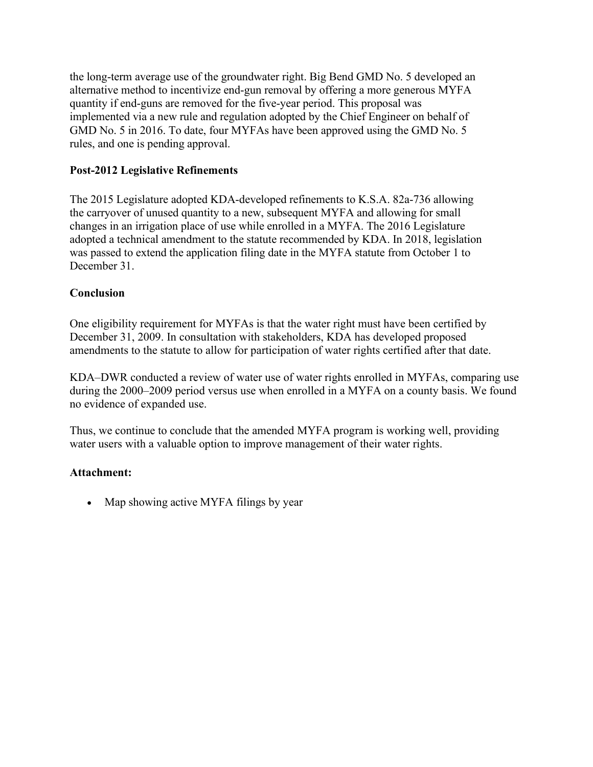the long-term average use of the groundwater right. Big Bend GMD No. 5 developed an alternative method to incentivize end-gun removal by offering a more generous MYFA quantity if end-guns are removed for the five-year period. This proposal was implemented via a new rule and regulation adopted by the Chief Engineer on behalf of GMD No. 5 in 2016. To date, four MYFAs have been approved using the GMD No. 5 rules, and one is pending approval.

**Post-2012 Legislative Refinements**

The 2015 Legislature adopted KDA-developed refinements to K.S.A. 82a-736 allowing the carryover of unused quantity to a new, subsequent MYFA and allowing for small changes in an irrigation place of use while enrolled in a MYFA. The 2016 Legislature adopted a technical amendment to the statute recommended by KDA. In 2018, legislation was passed to extend the application filing date in the MYFA statute from October 1 to December 31.

**Conclusion**

One eligibility requirement for MYFAs is that the water right must have been certified by December 31, 2009. In consultation with stakeholders, KDA has developed proposed amendments to the statute to allow for participation of water rights certified after that date.

KDA–DWR conducted a review of water use of water rights enrolled in MYFAs, comparing use during the 2000–2009 period versus use when enrolled in a MYFA on a county basis. We found no evidence of expanded use.

Thus, we continue to conclude that the amended MYFA program is working well, providing water users with a valuable option to improve management of their water rights.

**Attachment:**

- Map showing active MYFA filings by year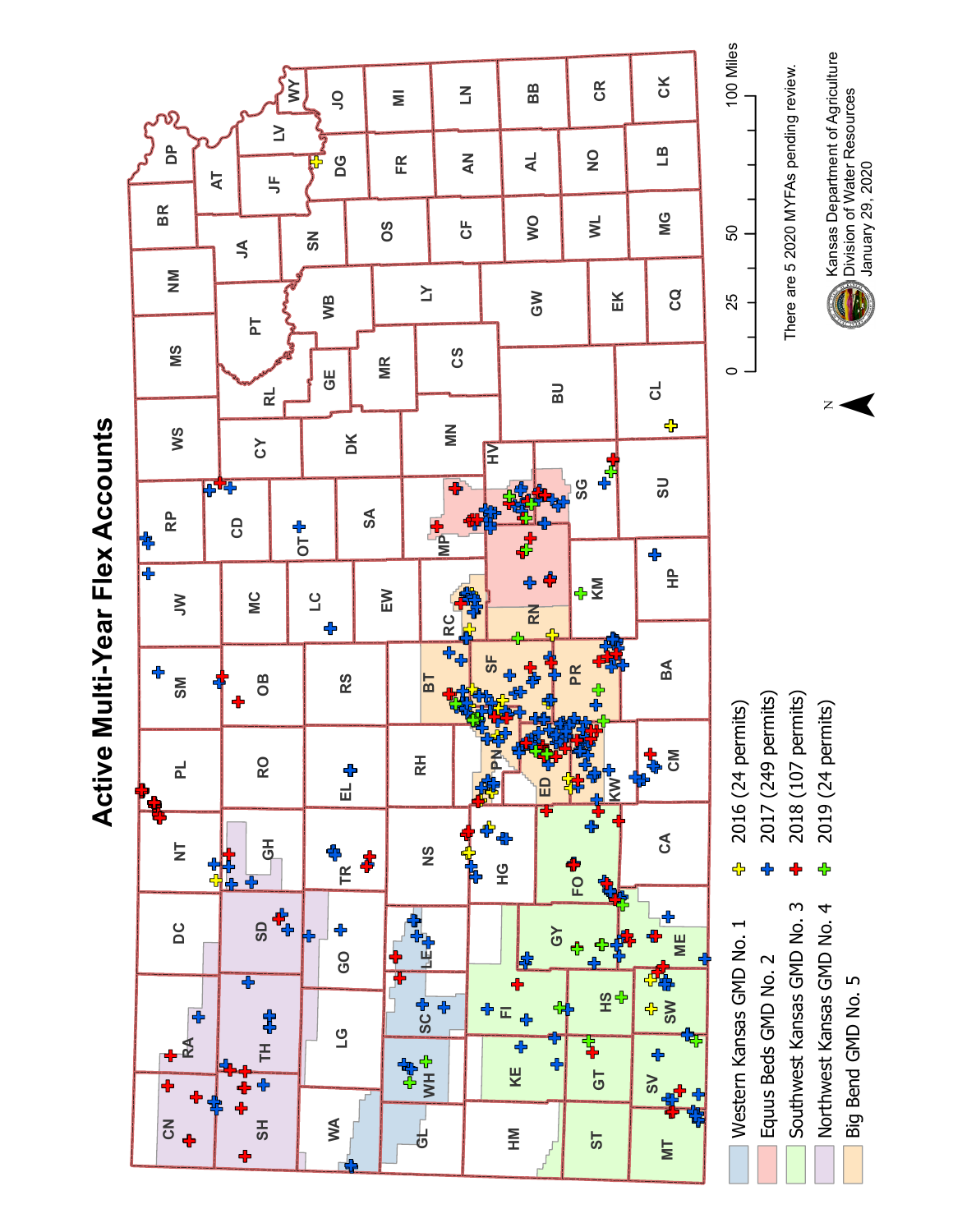# Active Multi-Year Flex Accounts

CN, RA, DC, NT, PL, SM, JW, RP, WS, MS, NM, BR, DP, SH, TH, SD, GH, RO, OB, MC, CD, CY, PT, JA, AT, JF, LV, WY, JO, DG, SN, WB, RL, GE, DK, LC, OT, SA, EW, RS, EL, TR, GO, LG, WA, GL, WH, SC, LE, NS, RH, BT, RC, MP, MN, CS, MR, LY, OS, FR, MI, AN, LN, CF, WO, AL, BB, NO, CR, WL, LB, CK, MG, GW, EK, CQ, BU, CL, HV, SG, SU, KM, HP, RN, SF, PR, BA, PN, ED, KW, CM, HG, FO, CA, GY, ME, FI, HS, SW, KE, GT, SV, HM, ST, MT

Western Kansas GMD No. 1

Equus Beds GMD No. 2

Southwest Kansas GMD No. 3

Northwest Kansas GMD No. 4

Big Bend GMD No. 5

2016 (24 permits)

2017 (249 permits)

2018 (107 permits)

2019 (24 permits)

There are 5 2020 MYFAs pending review.

0 25 50 100 Miles

N

Kansas Department of Agriculture
Division of Water Resources
January 29, 2020